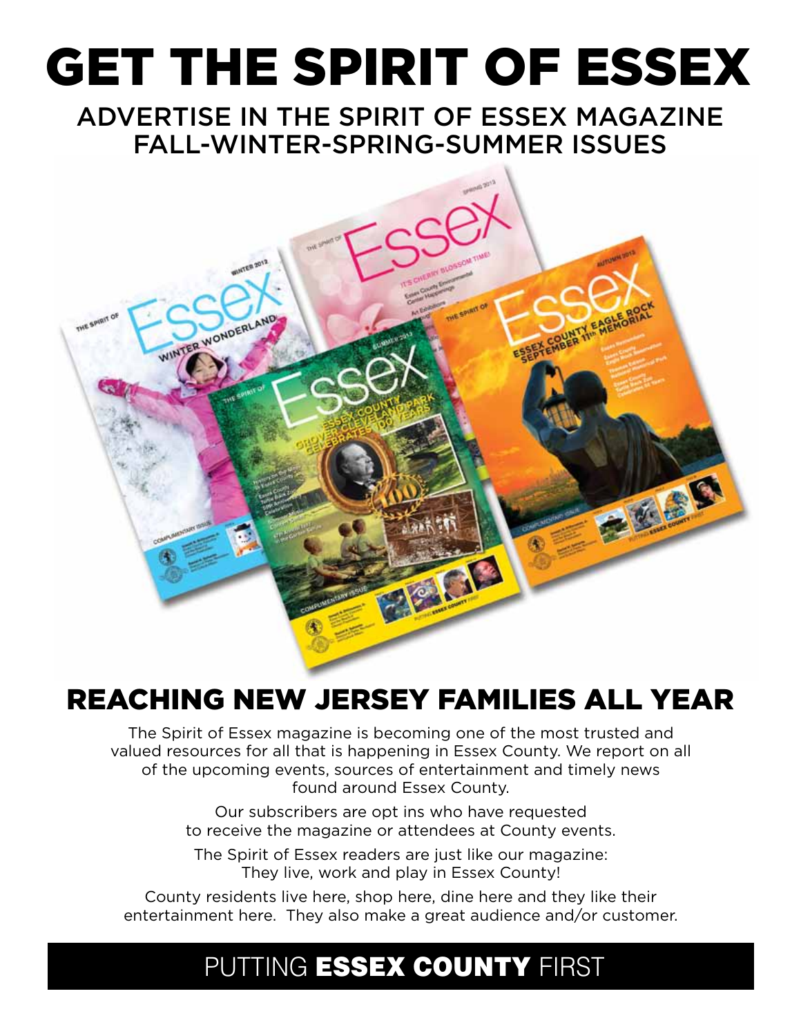# GET THE SPIRIT OF ESSEX

## ADVERTISE IN THE SPIRIT OF ESSEX MAGAZINE FALL-WINTER-SPRING-SUMMER ISSUES

## REACHING NEW JERSEY FAMILIES ALL YEAR

The Spirit of Essex magazine is becoming one of the most trusted and valued resources for all that is happening in Essex County. We report on all of the upcoming events, sources of entertainment and timely news found around Essex County.

Our subscribers are opt ins who have requested to receive the magazine or attendees at County events.

The Spirit of Essex readers are just like our magazine: They live, work and play in Essex County!

County residents live here, shop here, dine here and they like their entertainment here. They also make a great audience and/or customer.

PUTTING **ESSEX COUNTY** FIRST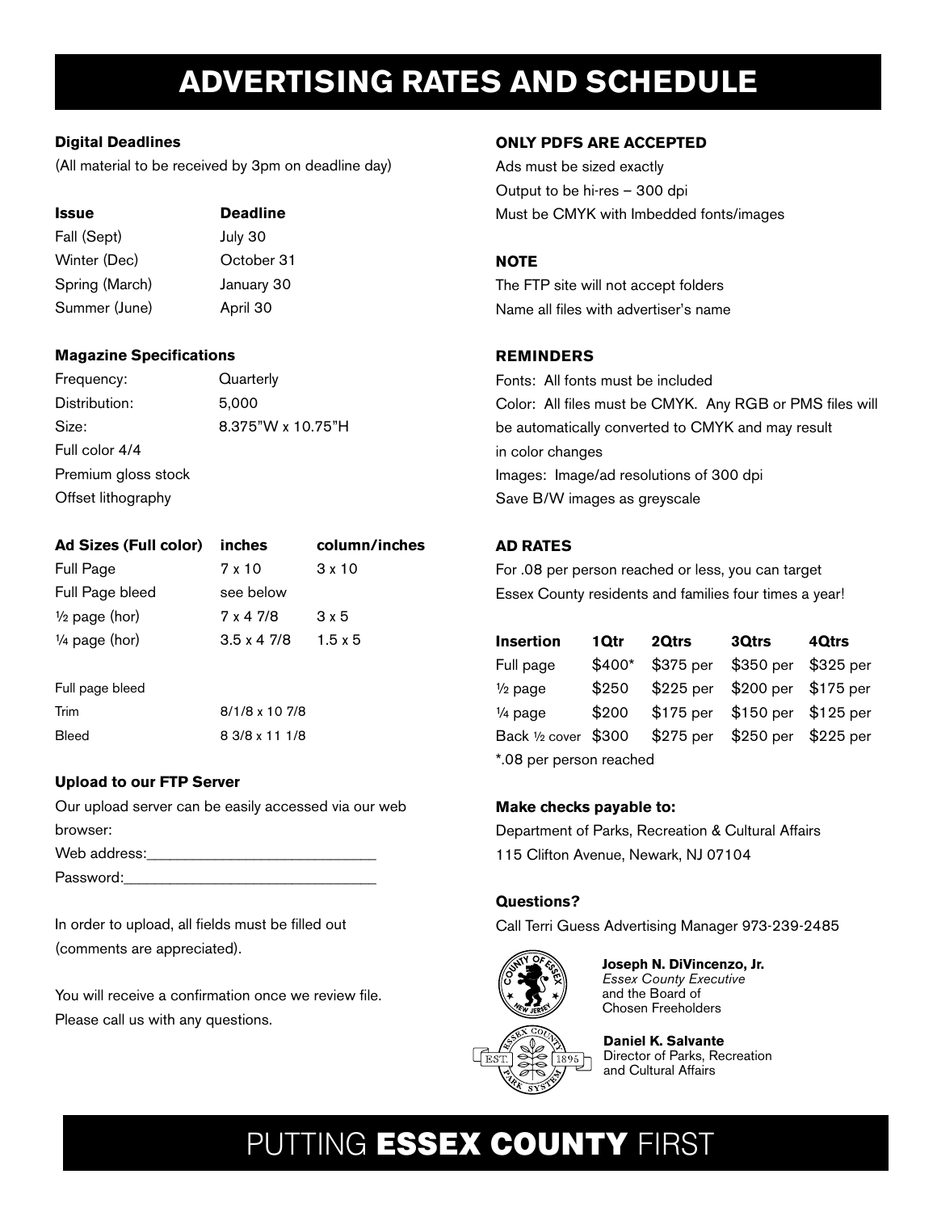# ADVERTISING RATES AND SCHEDULE

**Digital Deadlines**

(All material to be received by 3pm on deadline day)

| Issue | Deadline |
|---|---|
| Fall (Sept) | July 30 |
| Winter (Dec) | October 31 |
| Spring (March) | January 30 |
| Summer (June) | April 30 |

**Magazine Specifications**

| | |
|---|---|
| Frequency: | Quarterly |
| Distribution: | 5,000 |
| Size: | 8.375"W x 10.75"H |
| Full color 4/4 | |
| Premium gloss stock | |
| Offset lithography | |

| Ad Sizes (Full color) | inches | column/inches |
|---|---|---|
| Full Page | 7 x 10 | 3 x 10 |
| Full Page bleed | see below | |
| ½ page (hor) | 7 x 4 7/8 | 3 x 5 |
| ¼ page (hor) | 3.5 x 4 7/8 | 1.5 x 5 |

| Full page bleed | |
|---|---|
| Trim | 8/1/8 x 10 7/8 |
| Bleed | 8 3/8 x 11 1/8 |

**Upload to our FTP Server**

Our upload server can be easily accessed via our web browser:

Web address:____________________________

Password:______________________________

In order to upload, all fields must be filled out (comments are appreciated).

You will receive a confirmation once we review file. Please call us with any questions.

**ONLY PDFS ARE ACCEPTED**

Ads must be sized exactly

Output to be hi-res – 300 dpi

Must be CMYK with Imbedded fonts/images

**NOTE**

The FTP site will not accept folders

Name all files with advertiser's name

**REMINDERS**

Fonts: All fonts must be included

Color: All files must be CMYK. Any RGB or PMS files will be automatically converted to CMYK and may result in color changes

Images: Image/ad resolutions of 300 dpi

Save B/W images as greyscale

**AD RATES**

For .08 per person reached or less, you can target Essex County residents and families four times a year!

| Insertion | 1Qtr | 2Qtrs | 3Qtrs | 4Qtrs |
|---|---|---|---|---|
| Full page | $400* | $375 per | $350 per | $325 per |
| ½ page | $250 | $225 per | $200 per | $175 per |
| ¼ page | $200 | $175 per | $150 per | $125 per |
| Back ½ cover | $300 | $275 per | $250 per | $225 per |

*.08 per person reached

**Make checks payable to:**

Department of Parks, Recreation & Cultural Affairs

115 Clifton Avenue, Newark, NJ 07104

**Questions?**

Call Terri Guess Advertising Manager 973-239-2485

**Joseph N. DiVincenzo, Jr.**
*Essex County Executive*
and the Board of
Chosen Freeholders

**Daniel K. Salvante**
Director of Parks, Recreation
and Cultural Affairs

PUTTING **ESSEX COUNTY** FIRST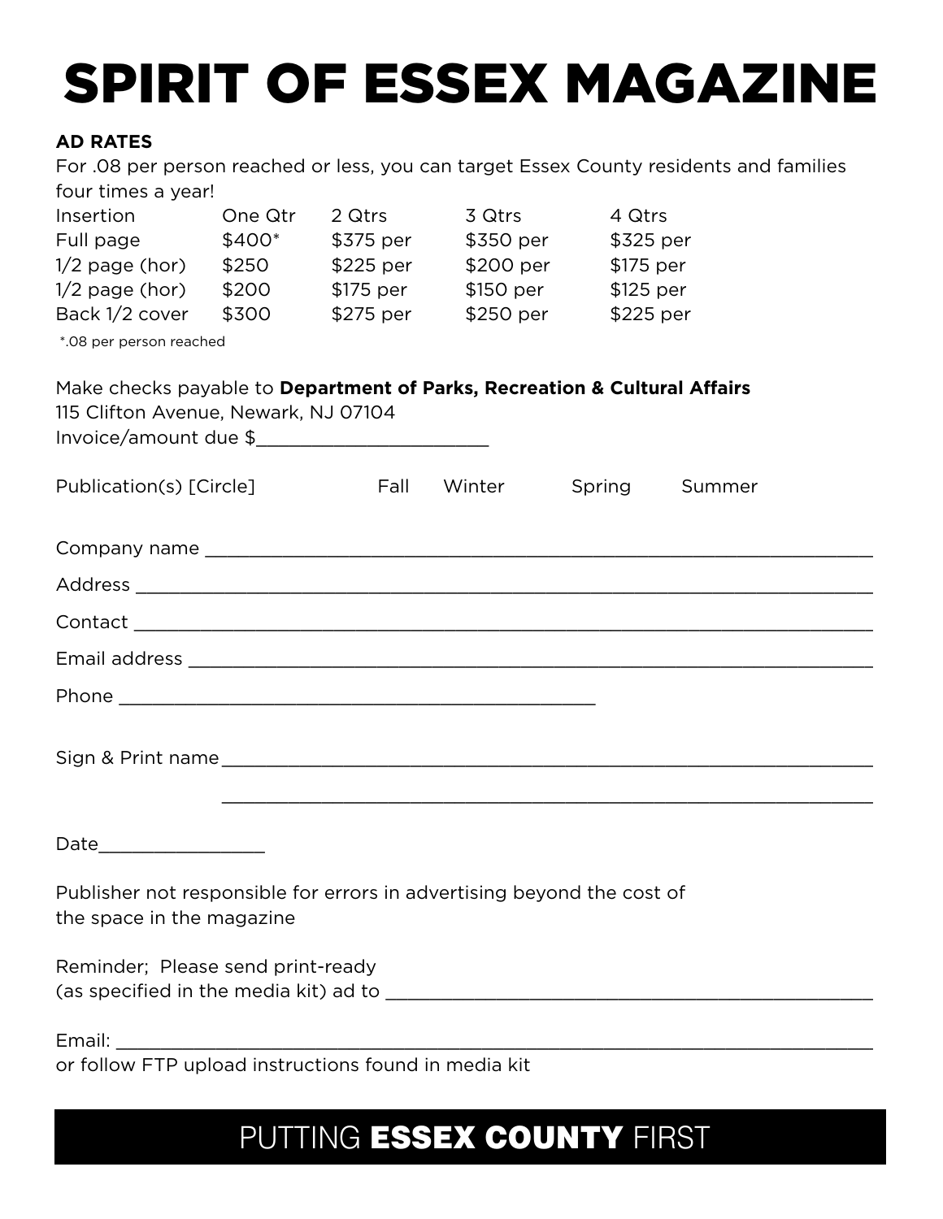# SPIRIT OF ESSEX MAGAZINE

**AD RATES**

For .08 per person reached or less, you can target Essex County residents and families four times a year!

| Insertion | One Qtr | 2 Qtrs | 3 Qtrs | 4 Qtrs |
|---|---|---|---|---|
| Full page | $400* | $375 per | $350 per | $325 per |
| 1/2 page (hor) | $250 | $225 per | $200 per | $175 per |
| 1/2 page (hor) | $200 | $175 per | $150 per | $125 per |
| Back 1/2 cover | $300 | $275 per | $250 per | $225 per |

*.08 per person reached

Make checks payable to **Department of Parks, Recreation & Cultural Affairs**
115 Clifton Avenue, Newark, NJ 07104
Invoice/amount due $______________________

Publication(s) [Circle] Fall Winter Spring Summer

Company name ______________________________________________________________

Address ___________________________________________________________________

Contact ___________________________________________________________________

Email address ______________________________________________________________

Phone _____________________________________________

Sign & Print name ___________________________________________________________

___________________________________________________________

Date________________

Publisher not responsible for errors in advertising beyond the cost of the space in the magazine

Reminder; Please send print-ready
(as specified in the media kit) ad to _______________________________________________

Email: ___________________________________________________________________
or follow FTP upload instructions found in media kit

PUTTING **ESSEX COUNTY** FIRST